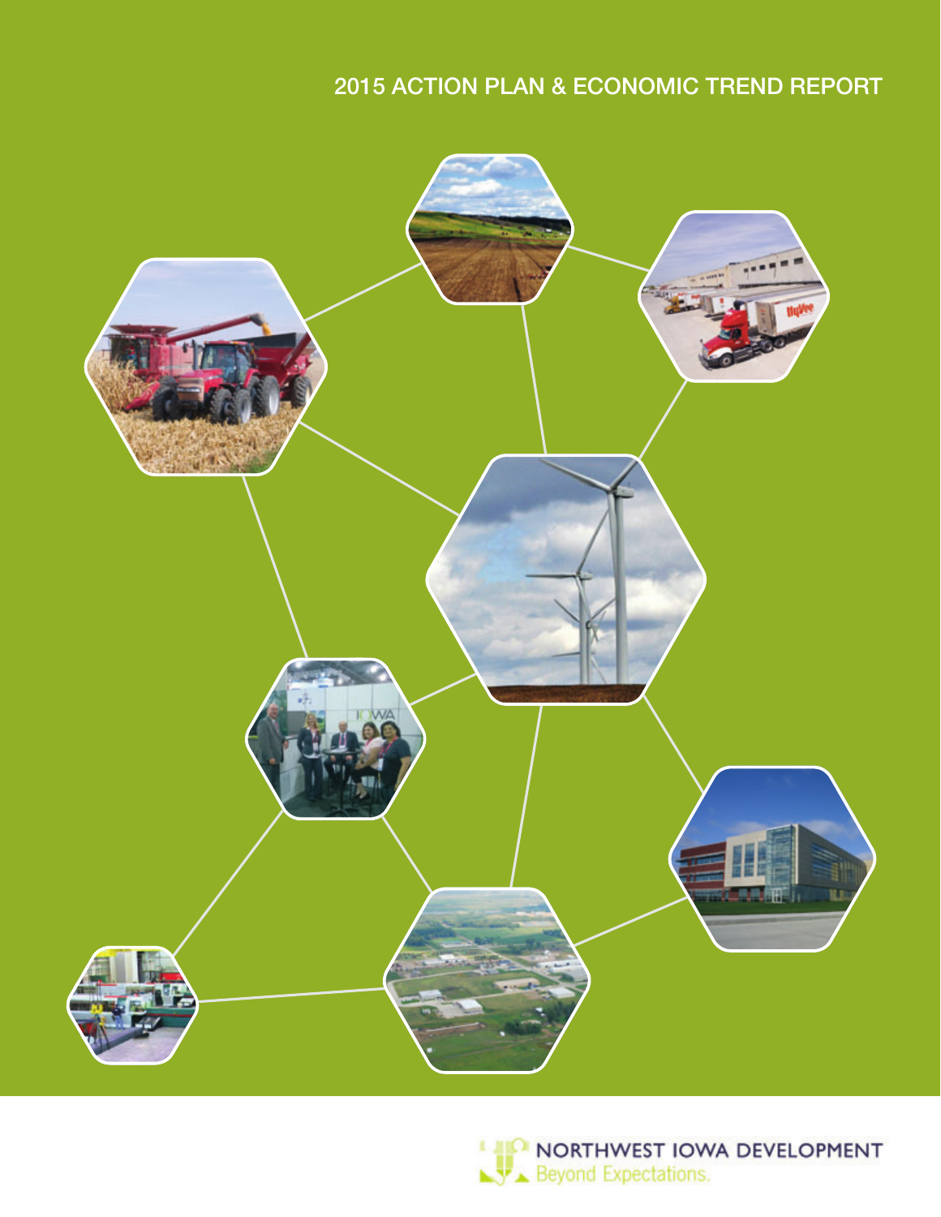# 2015 ACTION PLAN & ECONOMIC TREND REPORT

NORTHWEST IOWA DEVELOPMENT
Beyond Expectations.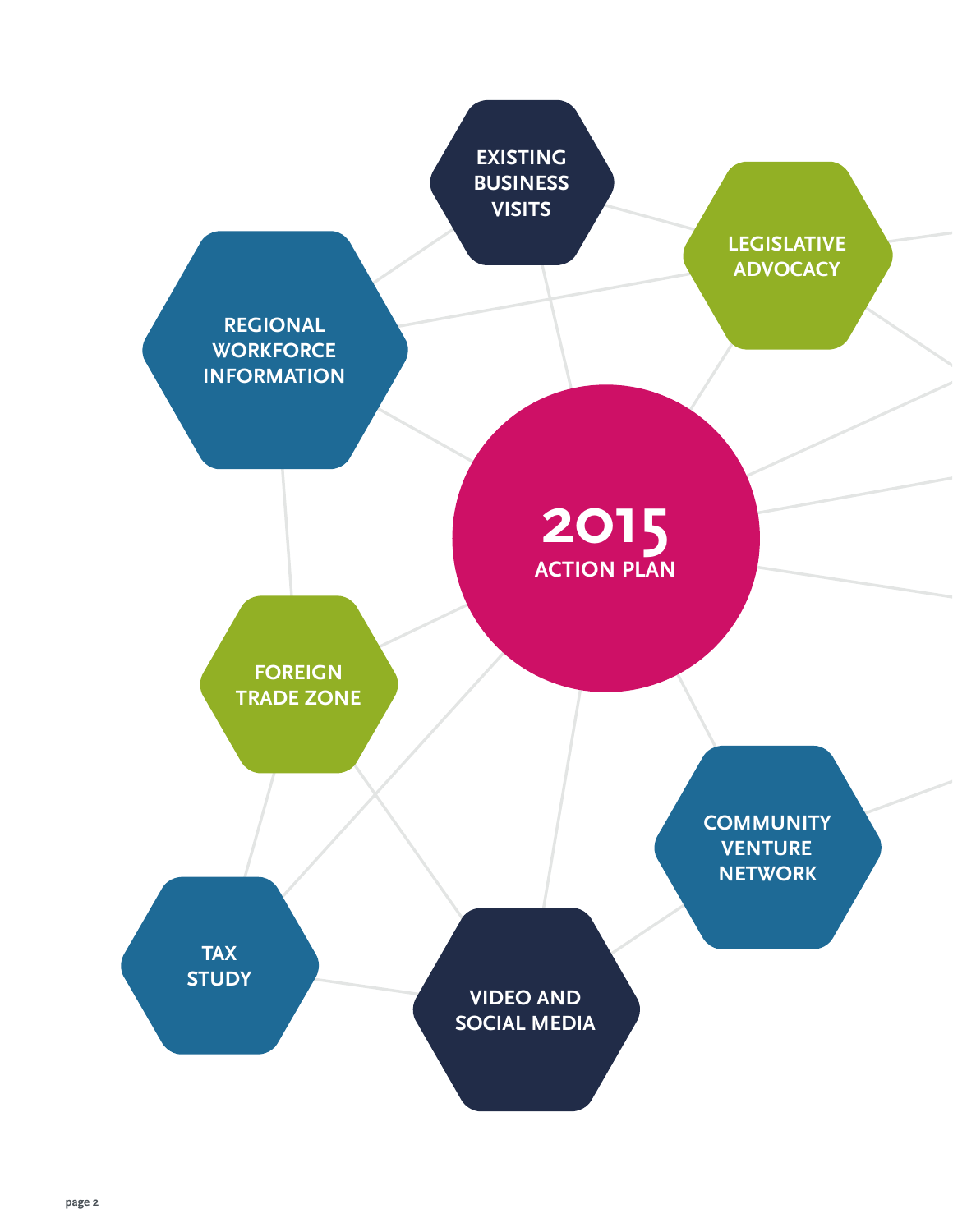# 2015 ACTION PLAN

- EXISTING BUSINESS VISITS
- LEGISLATIVE ADVOCACY
- REGIONAL WORKFORCE INFORMATION
- FOREIGN TRADE ZONE
- COMMUNITY VENTURE NETWORK
- TAX STUDY
- VIDEO AND SOCIAL MEDIA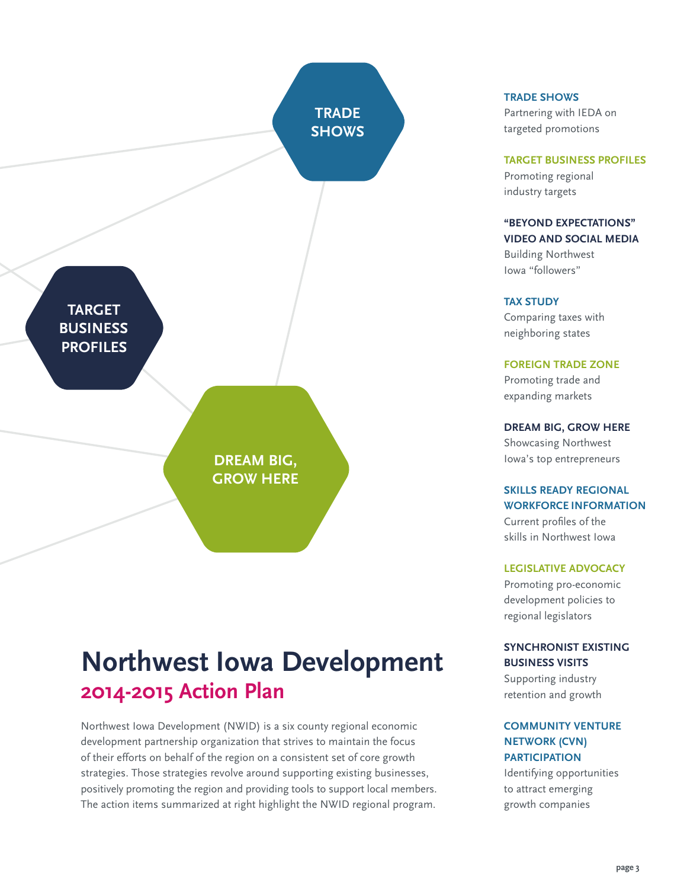TRADE SHOWS

TARGET BUSINESS PROFILES

DREAM BIG, GROW HERE

# Northwest Iowa Development

## 2014-2015 Action Plan

Northwest Iowa Development (NWID) is a six county regional economic development partnership organization that strives to maintain the focus of their efforts on behalf of the region on a consistent set of core growth strategies. Those strategies revolve around supporting existing businesses, positively promoting the region and providing tools to support local members. The action items summarized at right highlight the NWID regional program.

**TRADE SHOWS**
Partnering with IEDA on targeted promotions

**TARGET BUSINESS PROFILES**
Promoting regional industry targets

**"BEYOND EXPECTATIONS" VIDEO AND SOCIAL MEDIA**
Building Northwest Iowa "followers"

**TAX STUDY**
Comparing taxes with neighboring states

**FOREIGN TRADE ZONE**
Promoting trade and expanding markets

**DREAM BIG, GROW HERE**
Showcasing Northwest Iowa's top entrepreneurs

**SKILLS READY REGIONAL WORKFORCE INFORMATION**
Current profiles of the skills in Northwest Iowa

**LEGISLATIVE ADVOCACY**
Promoting pro-economic development policies to regional legislators

**SYNCHRONIST EXISTING BUSINESS VISITS**
Supporting industry retention and growth

**COMMUNITY VENTURE NETWORK (CVN) PARTICIPATION**
Identifying opportunities to attract emerging growth companies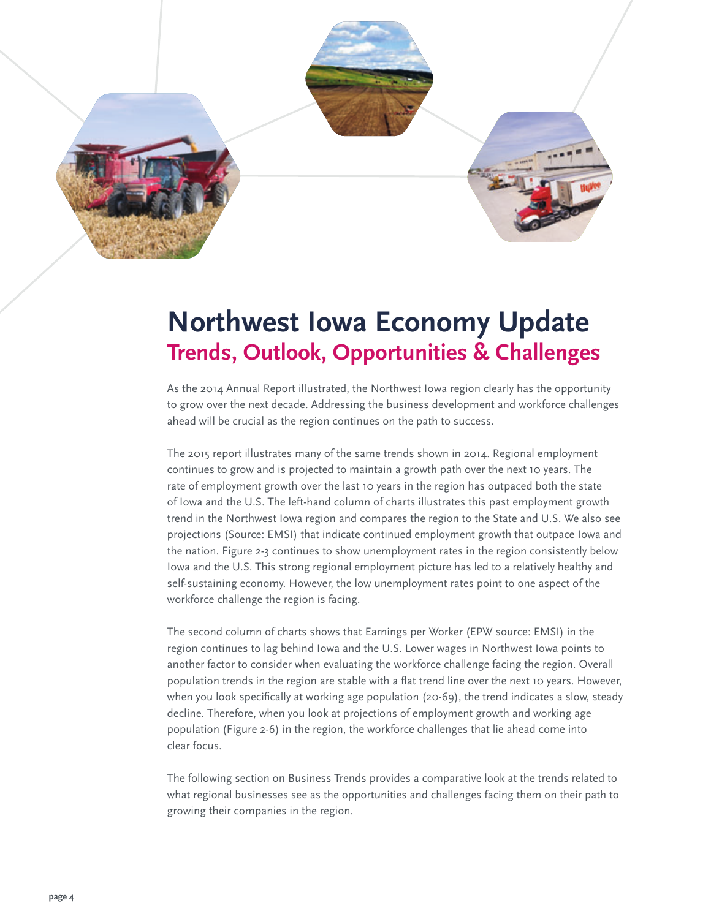# Northwest Iowa Economy Update

## Trends, Outlook, Opportunities & Challenges

As the 2014 Annual Report illustrated, the Northwest Iowa region clearly has the opportunity to grow over the next decade. Addressing the business development and workforce challenges ahead will be crucial as the region continues on the path to success.

The 2015 report illustrates many of the same trends shown in 2014. Regional employment continues to grow and is projected to maintain a growth path over the next 10 years. The rate of employment growth over the last 10 years in the region has outpaced both the state of Iowa and the U.S. The left-hand column of charts illustrates this past employment growth trend in the Northwest Iowa region and compares the region to the State and U.S. We also see projections (Source: EMSI) that indicate continued employment growth that outpace Iowa and the nation. Figure 2-3 continues to show unemployment rates in the region consistently below Iowa and the U.S. This strong regional employment picture has led to a relatively healthy and self-sustaining economy. However, the low unemployment rates point to one aspect of the workforce challenge the region is facing.

The second column of charts shows that Earnings per Worker (EPW source: EMSI) in the region continues to lag behind Iowa and the U.S. Lower wages in Northwest Iowa points to another factor to consider when evaluating the workforce challenge facing the region. Overall population trends in the region are stable with a flat trend line over the next 10 years. However, when you look specifically at working age population (20-69), the trend indicates a slow, steady decline. Therefore, when you look at projections of employment growth and working age population (Figure 2-6) in the region, the workforce challenges that lie ahead come into clear focus.

The following section on Business Trends provides a comparative look at the trends related to what regional businesses see as the opportunities and challenges facing them on their path to growing their companies in the region.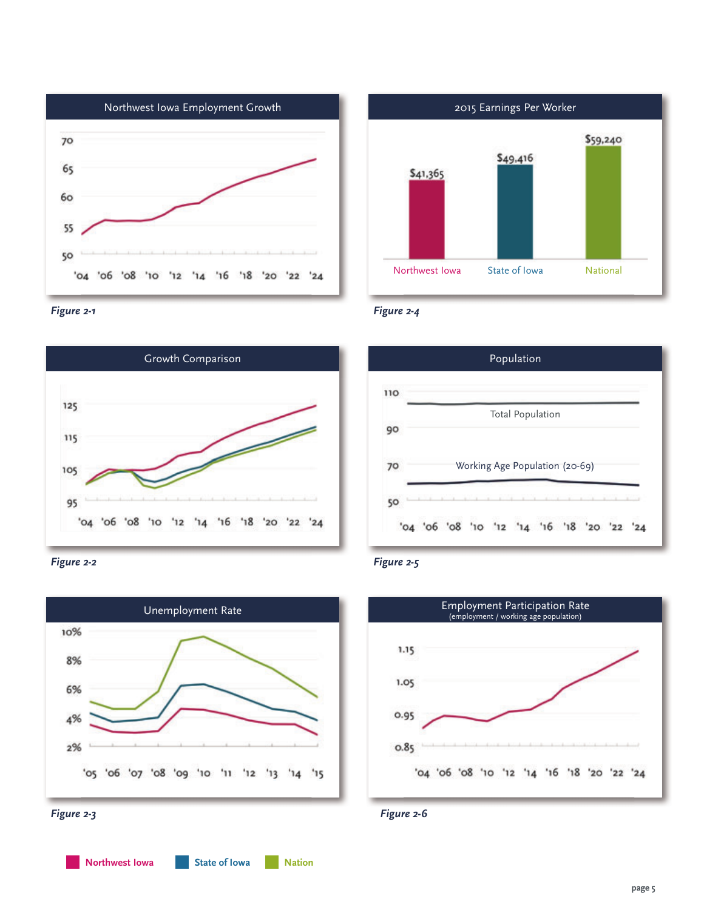### Northwest Iowa Employment Growth

*Figure 2-1*

### 2015 Earnings Per Worker

| Northwest Iowa | State of Iowa | National |
| --- | --- | --- |
| $41,365 | $49,416 | $59,240 |

*Figure 2-4*

### Growth Comparison

*Figure 2-2*

### Population

Total Population

Working Age Population (20-69)

*Figure 2-5*

### Unemployment Rate

*Figure 2-3*

### Employment Participation Rate

(employment / working age population)

*Figure 2-6*

Northwest Iowa | State of Iowa | Nation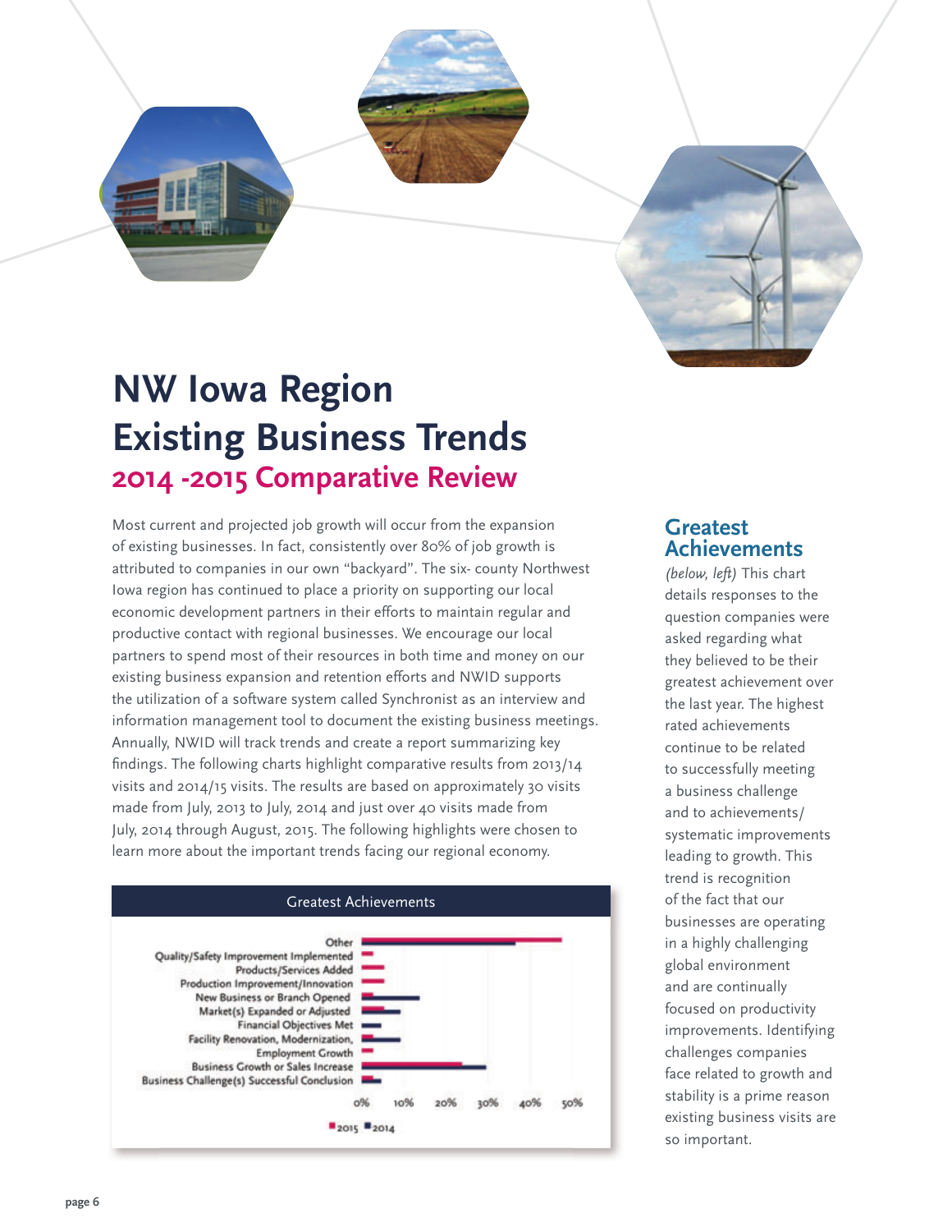# NW Iowa Region Existing Business Trends

## 2014 -2015 Comparative Review

Most current and projected job growth will occur from the expansion of existing businesses. In fact, consistently over 80% of job growth is attributed to companies in our own "backyard". The six- county Northwest Iowa region has continued to place a priority on supporting our local economic development partners in their efforts to maintain regular and productive contact with regional businesses. We encourage our local partners to spend most of their resources in both time and money on our existing business expansion and retention efforts and NWID supports the utilization of a software system called Synchronist as an interview and information management tool to document the existing business meetings. Annually, NWID will track trends and create a report summarizing key findings. The following charts highlight comparative results from 2013/14 visits and 2014/15 visits. The results are based on approximately 30 visits made from July, 2013 to July, 2014 and just over 40 visits made from July, 2014 through August, 2015. The following highlights were chosen to learn more about the important trends facing our regional economy.

**Greatest Achievements**

- Other
- Quality/Safety Improvement Implemented
- Products/Services Added
- Production Improvement/Innovation
- New Business or Branch Opened
- Market(s) Expanded or Adjusted
- Financial Objectives Met
- Facility Renovation, Modernization,
- Employment Growth
- Business Growth or Sales Increase
- Business Challenge(s) Successful Conclusion

0% 10% 20% 30% 40% 50%

2015 2014

## Greatest Achievements

*(below, left)* This chart details responses to the question companies were asked regarding what they believed to be their greatest achievement over the last year. The highest rated achievements continue to be related to successfully meeting a business challenge and to achievements/ systematic improvements leading to growth. This trend is recognition of the fact that our businesses are operating in a highly challenging global environment and are continually focused on productivity improvements. Identifying challenges companies face related to growth and stability is a prime reason existing business visits are so important.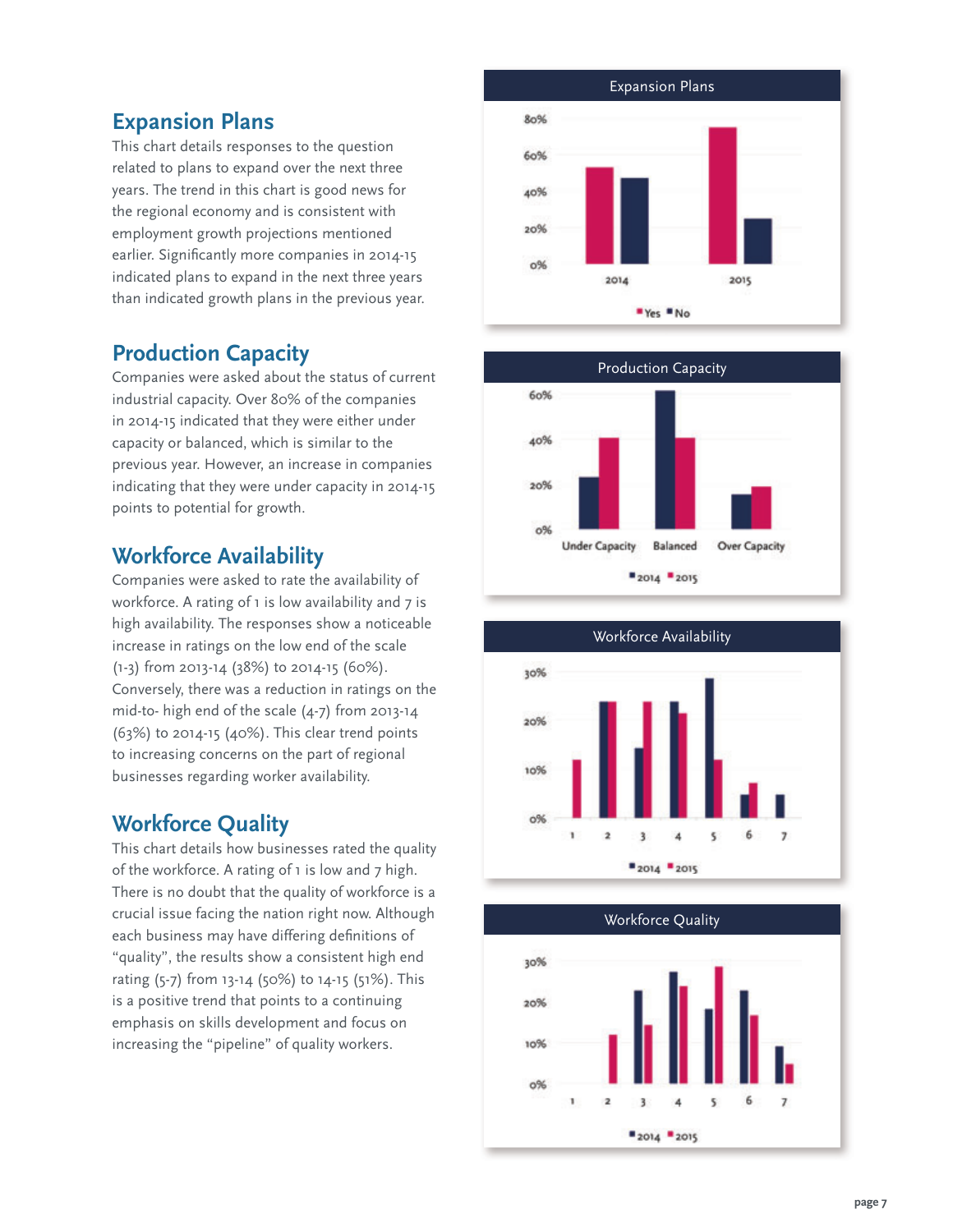## Expansion Plans

This chart details responses to the question related to plans to expand over the next three years. The trend in this chart is good news for the regional economy and is consistent with employment growth projections mentioned earlier. Significantly more companies in 2014-15 indicated plans to expand in the next three years than indicated growth plans in the previous year.

## Production Capacity

Companies were asked about the status of current industrial capacity. Over 80% of the companies in 2014-15 indicated that they were either under capacity or balanced, which is similar to the previous year. However, an increase in companies indicating that they were under capacity in 2014-15 points to potential for growth.

## Workforce Availability

Companies were asked to rate the availability of workforce. A rating of 1 is low availability and 7 is high availability. The responses show a noticeable increase in ratings on the low end of the scale (1-3) from 2013-14 (38%) to 2014-15 (60%). Conversely, there was a reduction in ratings on the mid-to- high end of the scale (4-7) from 2013-14 (63%) to 2014-15 (40%). This clear trend points to increasing concerns on the part of regional businesses regarding worker availability.

## Workforce Quality

This chart details how businesses rated the quality of the workforce. A rating of 1 is low and 7 high. There is no doubt that the quality of workforce is a crucial issue facing the nation right now. Although each business may have differing definitions of "quality", the results show a consistent high end rating (5-7) from 13-14 (50%) to 14-15 (51%). This is a positive trend that points to a continuing emphasis on skills development and focus on increasing the "pipeline" of quality workers.

Expansion Plans

Production Capacity

Workforce Availability

Workforce Quality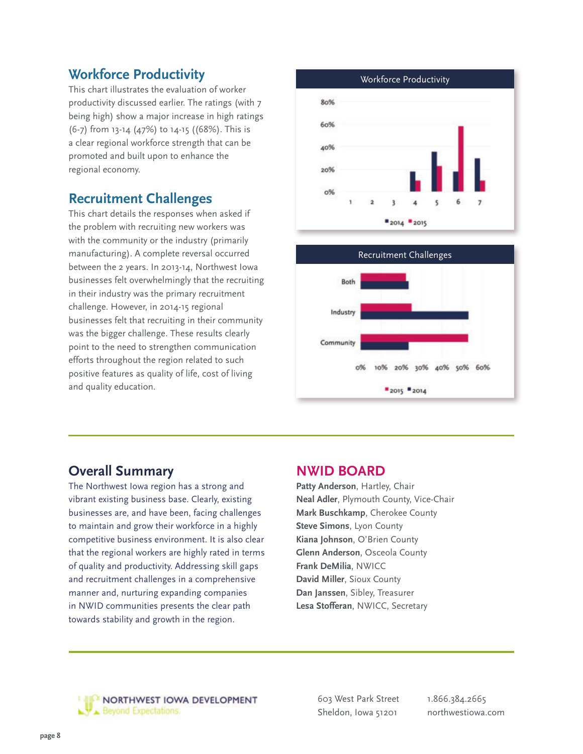## Workforce Productivity

This chart illustrates the evaluation of worker productivity discussed earlier. The ratings (with 7 being high) show a major increase in high ratings (6-7) from 13-14 (47%) to 14-15 ((68%). This is a clear regional workforce strength that can be promoted and built upon to enhance the regional economy.

Workforce Productivity

80%
60%
40%
20%
0%
1 2 3 4 5 6 7
2014 2015

## Recruitment Challenges

This chart details the responses when asked if the problem with recruiting new workers was with the community or the industry (primarily manufacturing). A complete reversal occurred between the 2 years. In 2013-14, Northwest Iowa businesses felt overwhelmingly that the recruiting in their industry was the primary recruitment challenge. However, in 2014-15 regional businesses felt that recruiting in their community was the bigger challenge. These results clearly point to the need to strengthen communication efforts throughout the region related to such positive features as quality of life, cost of living and quality education.

Recruitment Challenges

Both
Industry
Community
0% 10% 20% 30% 40% 50% 60%
2015 2014

## Overall Summary

The Northwest Iowa region has a strong and vibrant existing business base. Clearly, existing businesses are, and have been, facing challenges to maintain and grow their workforce in a highly competitive business environment. It is also clear that the regional workers are highly rated in terms of quality and productivity. Addressing skill gaps and recruitment challenges in a comprehensive manner and, nurturing expanding companies in NWID communities presents the clear path towards stability and growth in the region.

## NWID BOARD

**Patty Anderson**, Hartley, Chair
**Neal Adler**, Plymouth County, Vice-Chair
**Mark Buschkamp**, Cherokee County
**Steve Simons**, Lyon County
**Kiana Johnson**, O'Brien County
**Glenn Anderson**, Osceola County
**Frank DeMilia**, NWICC
**David Miller**, Sioux County
**Dan Janssen**, Sibley, Treasurer
**Lesa Stofferan**, NWICC, Secretary

NORTHWEST IOWA DEVELOPMENT
Beyond Expectations.

603 West Park Street
Sheldon, Iowa 51201

1.866.384.2665
northwestiowa.com